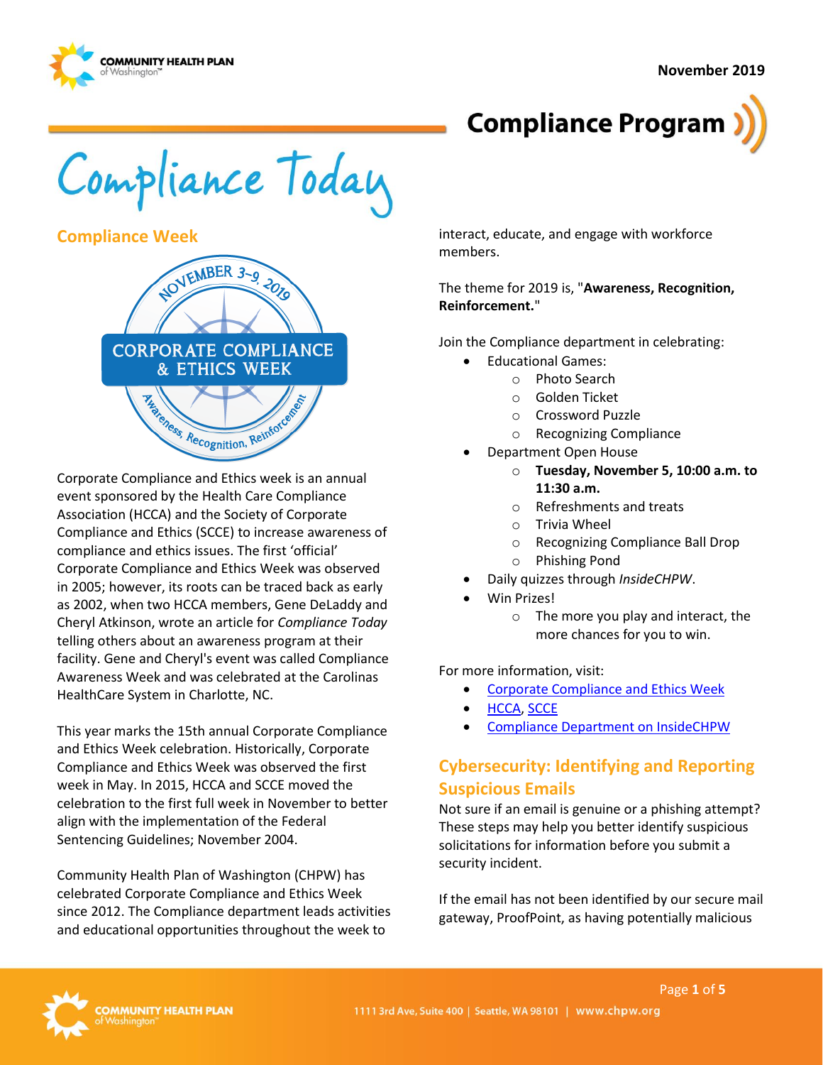November 2019

# Compliance Program

# Compliance Today

## Compliance Week

NOVEMBER 3-9, 2019
CORPORATE COMPLIANCE & ETHICS WEEK
Awareness, Recognition, Reinforcement

Corporate Compliance and Ethics week is an annual event sponsored by the Health Care Compliance Association (HCCA) and the Society of Corporate Compliance and Ethics (SCCE) to increase awareness of compliance and ethics issues. The first 'official' Corporate Compliance and Ethics Week was observed in 2005; however, its roots can be traced back as early as 2002, when two HCCA members, Gene DeLaddy and Cheryl Atkinson, wrote an article for *Compliance Today* telling others about an awareness program at their facility. Gene and Cheryl's event was called Compliance Awareness Week and was celebrated at the Carolinas HealthCare System in Charlotte, NC.

This year marks the 15th annual Corporate Compliance and Ethics Week celebration. Historically, Corporate Compliance and Ethics Week was observed the first week in May. In 2015, HCCA and SCCE moved the celebration to the first full week in November to better align with the implementation of the Federal Sentencing Guidelines; November 2004.

Community Health Plan of Washington (CHPW) has celebrated Corporate Compliance and Ethics Week since 2012. The Compliance department leads activities and educational opportunities throughout the week to interact, educate, and engage with workforce members.

The theme for 2019 is, "**Awareness, Recognition, Reinforcement.**"

Join the Compliance department in celebrating:

- Educational Games:
  - Photo Search
  - Golden Ticket
  - Crossword Puzzle
  - Recognizing Compliance
- Department Open House
  - **Tuesday, November 5, 10:00 a.m. to 11:30 a.m.**
  - Refreshments and treats
  - Trivia Wheel
  - Recognizing Compliance Ball Drop
  - Phishing Pond
- Daily quizzes through *InsideCHPW*.
- Win Prizes!
  - The more you play and interact, the more chances for you to win.

For more information, visit:

- Corporate Compliance and Ethics Week
- HCCA, SCCE
- Compliance Department on InsideCHPW

## Cybersecurity: Identifying and Reporting Suspicious Emails

Not sure if an email is genuine or a phishing attempt? These steps may help you better identify suspicious solicitations for information before you submit a security incident.

If the email has not been identified by our secure mail gateway, ProofPoint, as having potentially malicious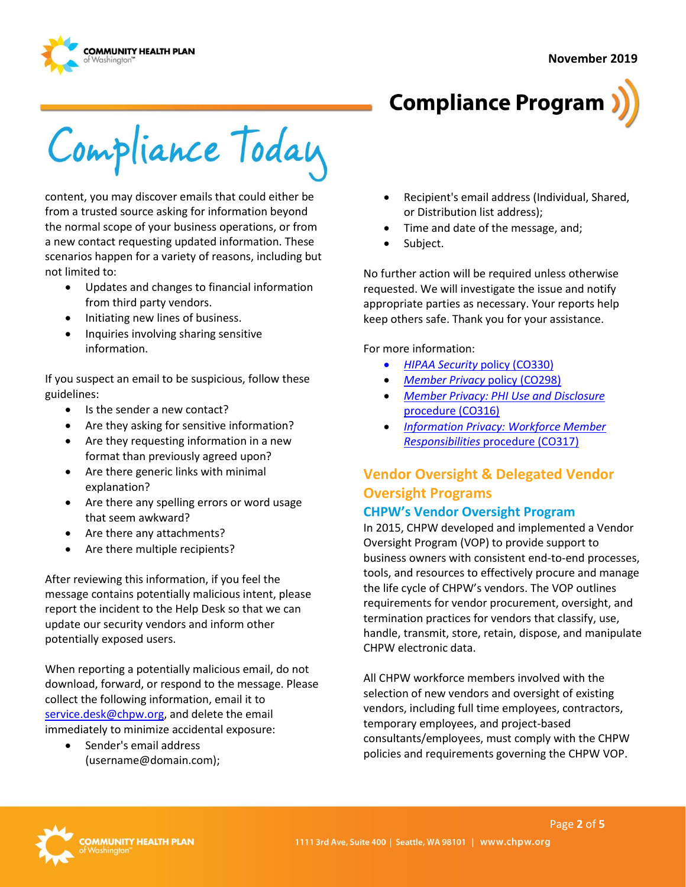content, you may discover emails that could either be from a trusted source asking for information beyond the normal scope of your business operations, or from a new contact requesting updated information. These scenarios happen for a variety of reasons, including but not limited to:

- Updates and changes to financial information from third party vendors.
- Initiating new lines of business.
- Inquiries involving sharing sensitive information.

If you suspect an email to be suspicious, follow these guidelines:

- Is the sender a new contact?
- Are they asking for sensitive information?
- Are they requesting information in a new format than previously agreed upon?
- Are there generic links with minimal explanation?
- Are there any spelling errors or word usage that seem awkward?
- Are there any attachments?
- Are there multiple recipients?

After reviewing this information, if you feel the message contains potentially malicious intent, please report the incident to the Help Desk so that we can update our security vendors and inform other potentially exposed users.

When reporting a potentially malicious email, do not download, forward, or respond to the message. Please collect the following information, email it to service.desk@chpw.org, and delete the email immediately to minimize accidental exposure:

- Sender's email address (username@domain.com);
- Recipient's email address (Individual, Shared, or Distribution list address);
- Time and date of the message, and;
- Subject.

No further action will be required unless otherwise requested. We will investigate the issue and notify appropriate parties as necessary. Your reports help keep others safe. Thank you for your assistance.

For more information:

- *HIPAA Security* policy (CO330)
- *Member Privacy* policy (CO298)
- *Member Privacy: PHI Use and Disclosure* procedure (CO316)
- *Information Privacy: Workforce Member Responsibilities* procedure (CO317)

## Vendor Oversight & Delegated Vendor Oversight Programs

### CHPW's Vendor Oversight Program

In 2015, CHPW developed and implemented a Vendor Oversight Program (VOP) to provide support to business owners with consistent end-to-end processes, tools, and resources to effectively procure and manage the life cycle of CHPW's vendors. The VOP outlines requirements for vendor procurement, oversight, and termination practices for vendors that classify, use, handle, transmit, store, retain, dispose, and manipulate CHPW electronic data.

All CHPW workforce members involved with the selection of new vendors and oversight of existing vendors, including full time employees, contractors, temporary employees, and project-based consultants/employees, must comply with the CHPW policies and requirements governing the CHPW VOP.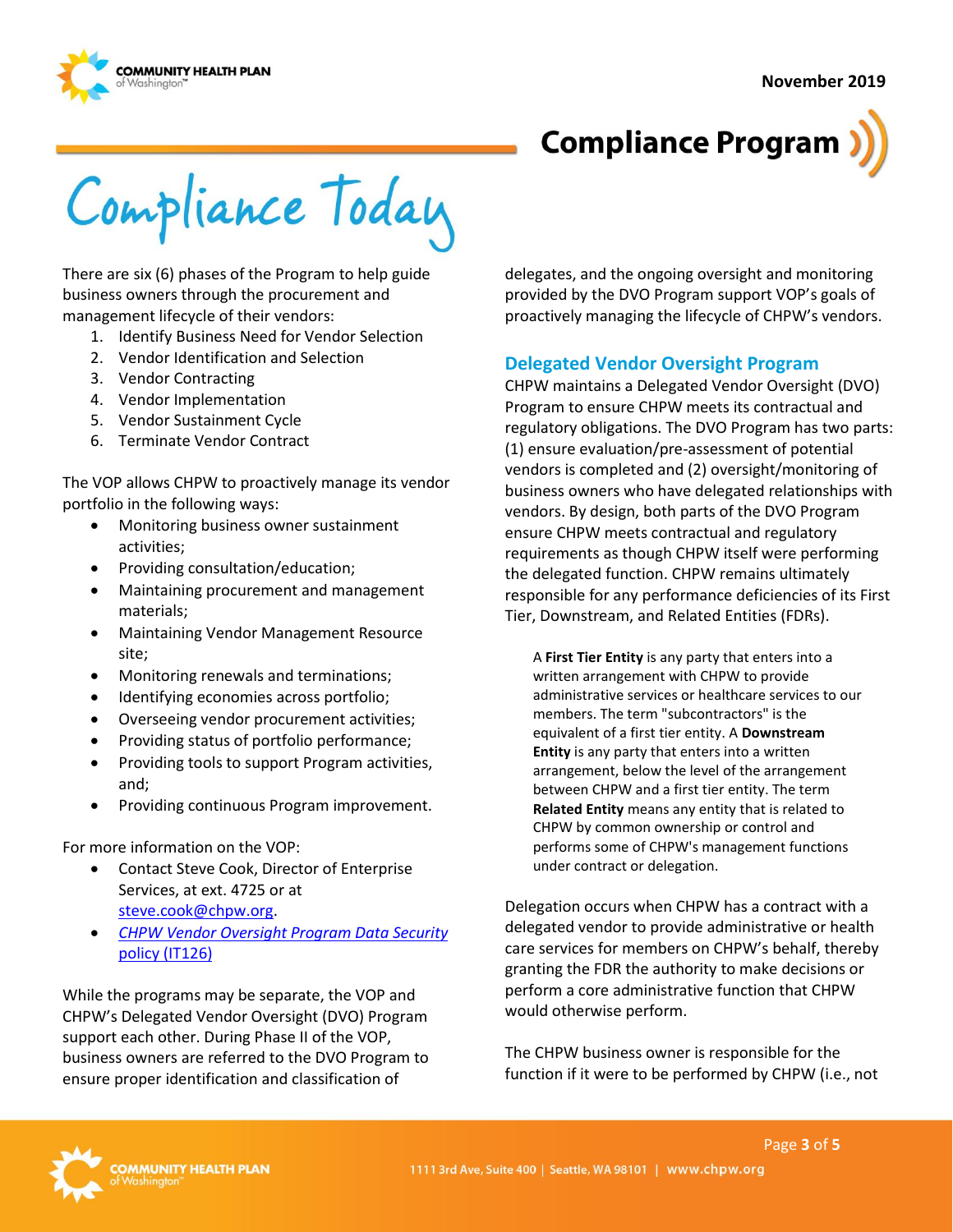# Compliance Today

There are six (6) phases of the Program to help guide business owners through the procurement and management lifecycle of their vendors:

1. Identify Business Need for Vendor Selection
2. Vendor Identification and Selection
3. Vendor Contracting
4. Vendor Implementation
5. Vendor Sustainment Cycle
6. Terminate Vendor Contract

The VOP allows CHPW to proactively manage its vendor portfolio in the following ways:

- Monitoring business owner sustainment activities;
- Providing consultation/education;
- Maintaining procurement and management materials;
- Maintaining Vendor Management Resource site;
- Monitoring renewals and terminations;
- Identifying economies across portfolio;
- Overseeing vendor procurement activities;
- Providing status of portfolio performance;
- Providing tools to support Program activities, and;
- Providing continuous Program improvement.

For more information on the VOP:

- Contact Steve Cook, Director of Enterprise Services, at ext. 4725 or at steve.cook@chpw.org.
- *CHPW Vendor Oversight Program Data Security policy (IT126)*

While the programs may be separate, the VOP and CHPW's Delegated Vendor Oversight (DVO) Program support each other. During Phase II of the VOP, business owners are referred to the DVO Program to ensure proper identification and classification of delegates, and the ongoing oversight and monitoring provided by the DVO Program support VOP's goals of proactively managing the lifecycle of CHPW's vendors.

## Delegated Vendor Oversight Program

CHPW maintains a Delegated Vendor Oversight (DVO) Program to ensure CHPW meets its contractual and regulatory obligations. The DVO Program has two parts: (1) ensure evaluation/pre-assessment of potential vendors is completed and (2) oversight/monitoring of business owners who have delegated relationships with vendors. By design, both parts of the DVO Program ensure CHPW meets contractual and regulatory requirements as though CHPW itself were performing the delegated function. CHPW remains ultimately responsible for any performance deficiencies of its First Tier, Downstream, and Related Entities (FDRs).

> A **First Tier Entity** is any party that enters into a written arrangement with CHPW to provide administrative services or healthcare services to our members. The term "subcontractors" is the equivalent of a first tier entity. A **Downstream Entity** is any party that enters into a written arrangement, below the level of the arrangement between CHPW and a first tier entity. The term **Related Entity** means any entity that is related to CHPW by common ownership or control and performs some of CHPW's management functions under contract or delegation.

Delegation occurs when CHPW has a contract with a delegated vendor to provide administrative or health care services for members on CHPW's behalf, thereby granting the FDR the authority to make decisions or perform a core administrative function that CHPW would otherwise perform.

The CHPW business owner is responsible for the function if it were to be performed by CHPW (i.e., not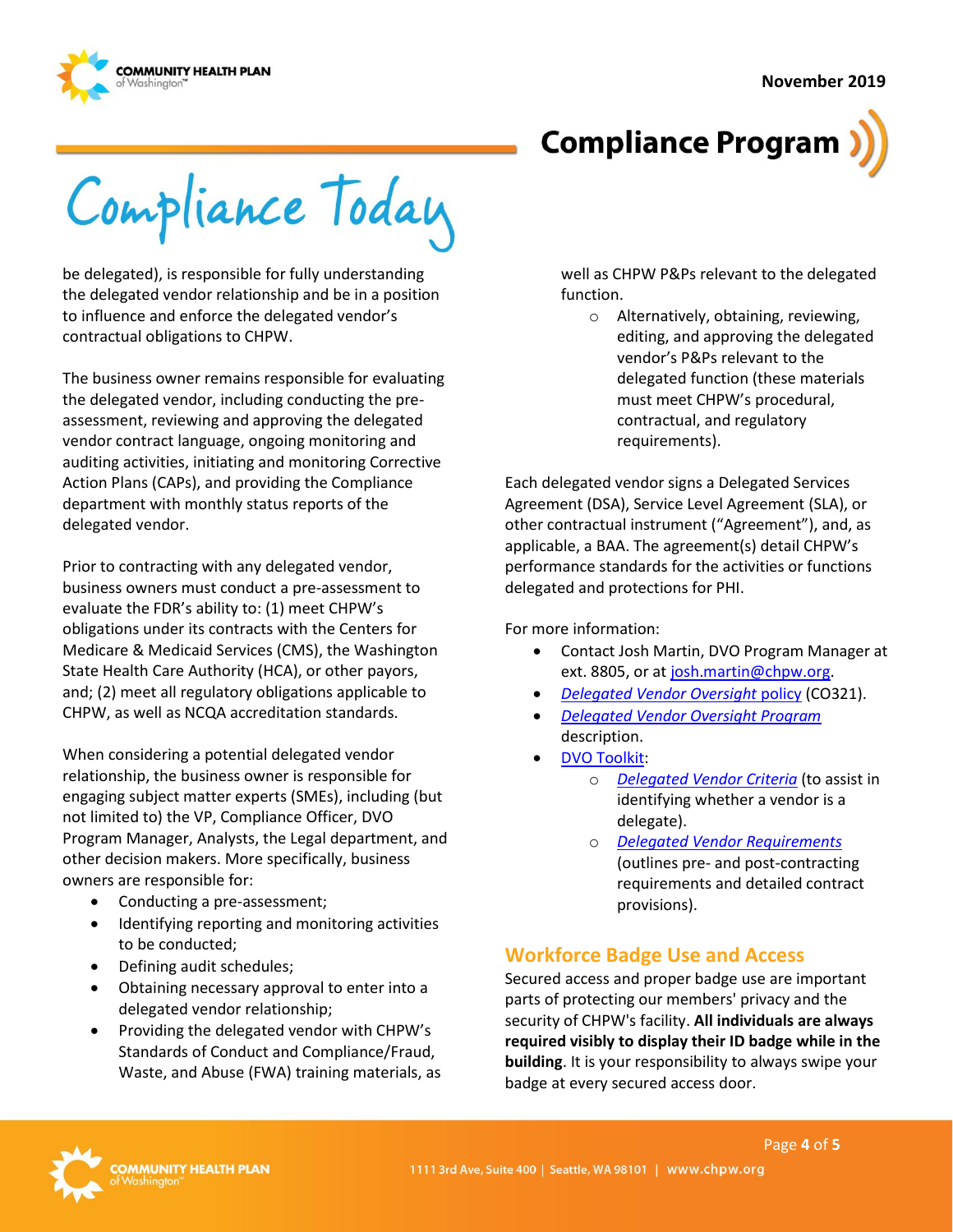be delegated), is responsible for fully understanding the delegated vendor relationship and be in a position to influence and enforce the delegated vendor's contractual obligations to CHPW.

The business owner remains responsible for evaluating the delegated vendor, including conducting the pre-assessment, reviewing and approving the delegated vendor contract language, ongoing monitoring and auditing activities, initiating and monitoring Corrective Action Plans (CAPs), and providing the Compliance department with monthly status reports of the delegated vendor.

Prior to contracting with any delegated vendor, business owners must conduct a pre-assessment to evaluate the FDR's ability to: (1) meet CHPW's obligations under its contracts with the Centers for Medicare & Medicaid Services (CMS), the Washington State Health Care Authority (HCA), or other payors, and; (2) meet all regulatory obligations applicable to CHPW, as well as NCQA accreditation standards.

When considering a potential delegated vendor relationship, the business owner is responsible for engaging subject matter experts (SMEs), including (but not limited to) the VP, Compliance Officer, DVO Program Manager, Analysts, the Legal department, and other decision makers. More specifically, business owners are responsible for:

- Conducting a pre-assessment;
- Identifying reporting and monitoring activities to be conducted;
- Defining audit schedules;
- Obtaining necessary approval to enter into a delegated vendor relationship;
- Providing the delegated vendor with CHPW's Standards of Conduct and Compliance/Fraud, Waste, and Abuse (FWA) training materials, as well as CHPW P&Ps relevant to the delegated function.
  - Alternatively, obtaining, reviewing, editing, and approving the delegated vendor's P&Ps relevant to the delegated function (these materials must meet CHPW's procedural, contractual, and regulatory requirements).

Each delegated vendor signs a Delegated Services Agreement (DSA), Service Level Agreement (SLA), or other contractual instrument ("Agreement"), and, as applicable, a BAA. The agreement(s) detail CHPW's performance standards for the activities or functions delegated and protections for PHI.

For more information:

- Contact Josh Martin, DVO Program Manager at ext. 8805, or at josh.martin@chpw.org.
- *Delegated Vendor Oversight policy* (CO321).
- *Delegated Vendor Oversight Program* description.
- DVO Toolkit:
  - *Delegated Vendor Criteria* (to assist in identifying whether a vendor is a delegate).
  - *Delegated Vendor Requirements* (outlines pre- and post-contracting requirements and detailed contract provisions).

## Workforce Badge Use and Access

Secured access and proper badge use are important parts of protecting our members' privacy and the security of CHPW's facility. **All individuals are always required visibly to display their ID badge while in the building**. It is your responsibility to always swipe your badge at every secured access door.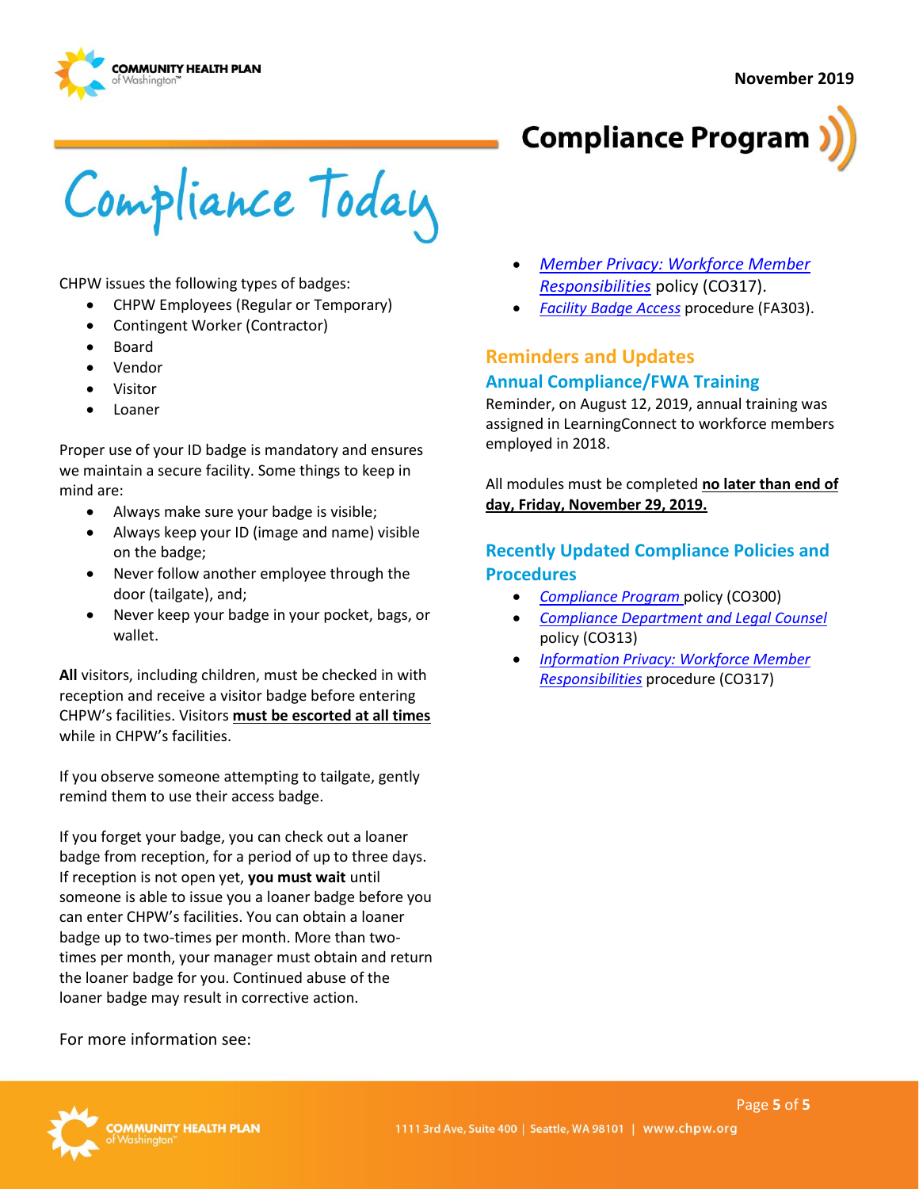CHPW issues the following types of badges:

- CHPW Employees (Regular or Temporary)
- Contingent Worker (Contractor)
- Board
- Vendor
- Visitor
- Loaner

Proper use of your ID badge is mandatory and ensures we maintain a secure facility. Some things to keep in mind are:

- Always make sure your badge is visible;
- Always keep your ID (image and name) visible on the badge;
- Never follow another employee through the door (tailgate), and;
- Never keep your badge in your pocket, bags, or wallet.

**All** visitors, including children, must be checked in with reception and receive a visitor badge before entering CHPW's facilities. Visitors **must be escorted at all times** while in CHPW's facilities.

If you observe someone attempting to tailgate, gently remind them to use their access badge.

If you forget your badge, you can check out a loaner badge from reception, for a period of up to three days. If reception is not open yet, **you must wait** until someone is able to issue you a loaner badge before you can enter CHPW's facilities. You can obtain a loaner badge up to two-times per month. More than two-times per month, your manager must obtain and return the loaner badge for you. Continued abuse of the loaner badge may result in corrective action.

For more information see:

- *Member Privacy: Workforce Member Responsibilities* policy (CO317).
- *Facility Badge Access* procedure (FA303).

## Reminders and Updates

### Annual Compliance/FWA Training

Reminder, on August 12, 2019, annual training was assigned in LearningConnect to workforce members employed in 2018.

All modules must be completed **no later than end of day, Friday, November 29, 2019.**

### Recently Updated Compliance Policies and Procedures

- *Compliance Program* policy (CO300)
- *Compliance Department and Legal Counsel* policy (CO313)
- *Information Privacy: Workforce Member Responsibilities* procedure (CO317)